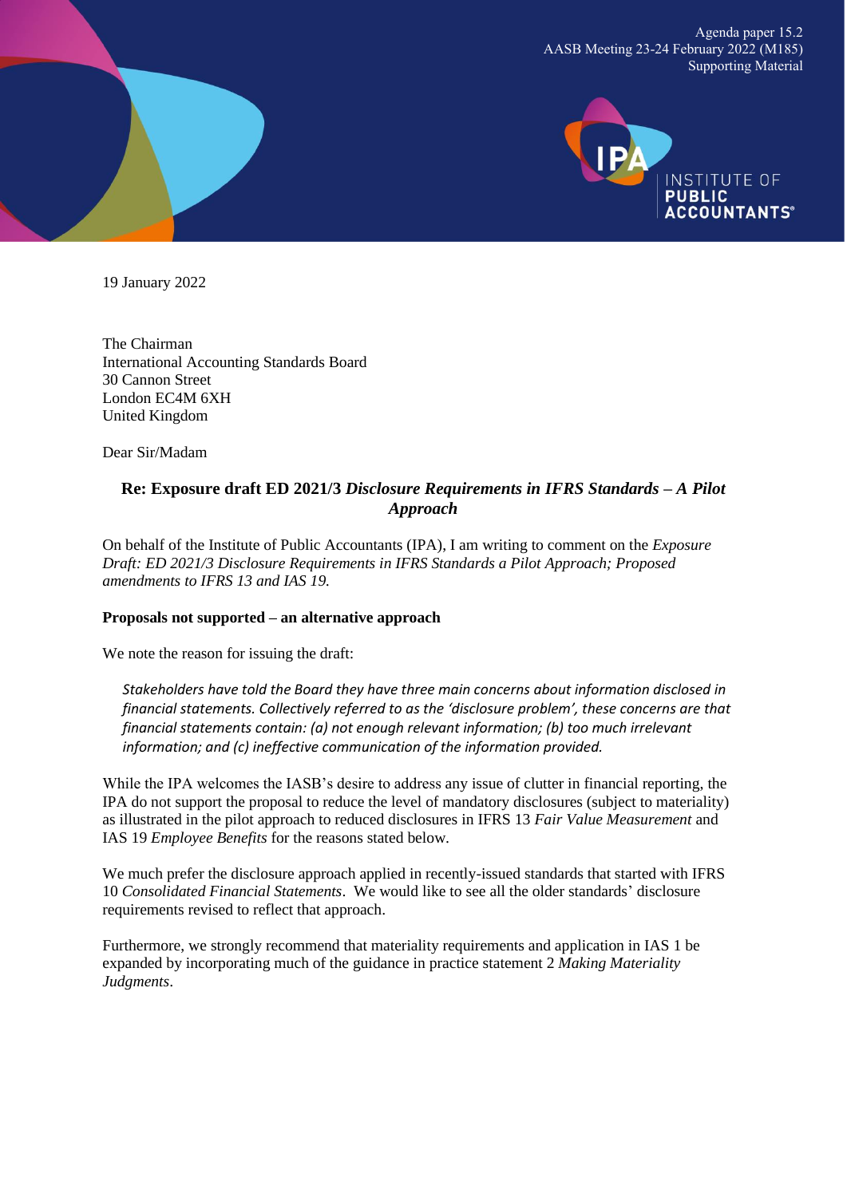Agenda paper 15.2
AASB Meeting 23-24 February 2022 (M185)
Supporting Material

19 January 2022

The Chairman
International Accounting Standards Board
30 Cannon Street
London EC4M 6XH
United Kingdom

Dear Sir/Madam

## Re: Exposure draft ED 2021/3 *Disclosure Requirements in IFRS Standards – A Pilot Approach*

On behalf of the Institute of Public Accountants (IPA), I am writing to comment on the *Exposure Draft: ED 2021/3 Disclosure Requirements in IFRS Standards a Pilot Approach; Proposed amendments to IFRS 13 and IAS 19.*

**Proposals not supported – an alternative approach**

We note the reason for issuing the draft:

> *Stakeholders have told the Board they have three main concerns about information disclosed in financial statements. Collectively referred to as the 'disclosure problem', these concerns are that financial statements contain: (a) not enough relevant information; (b) too much irrelevant information; and (c) ineffective communication of the information provided.*

While the IPA welcomes the IASB's desire to address any issue of clutter in financial reporting, the IPA do not support the proposal to reduce the level of mandatory disclosures (subject to materiality) as illustrated in the pilot approach to reduced disclosures in IFRS 13 *Fair Value Measurement* and IAS 19 *Employee Benefits* for the reasons stated below.

We much prefer the disclosure approach applied in recently-issued standards that started with IFRS 10 *Consolidated Financial Statements*. We would like to see all the older standards' disclosure requirements revised to reflect that approach.

Furthermore, we strongly recommend that materiality requirements and application in IAS 1 be expanded by incorporating much of the guidance in practice statement 2 *Making Materiality Judgments*.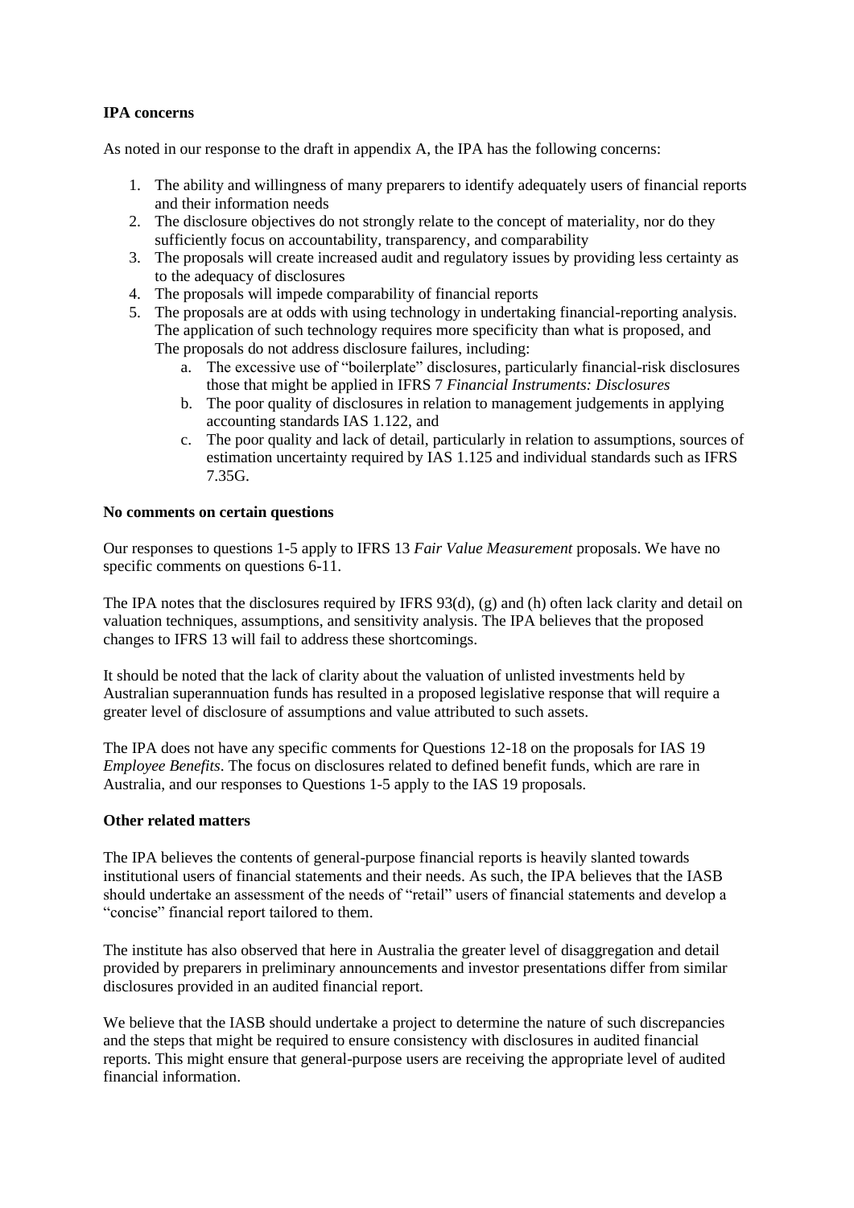**IPA concerns**

As noted in our response to the draft in appendix A, the IPA has the following concerns:

1. The ability and willingness of many preparers to identify adequately users of financial reports and their information needs
2. The disclosure objectives do not strongly relate to the concept of materiality, nor do they sufficiently focus on accountability, transparency, and comparability
3. The proposals will create increased audit and regulatory issues by providing less certainty as to the adequacy of disclosures
4. The proposals will impede comparability of financial reports
5. The proposals are at odds with using technology in undertaking financial-reporting analysis. The application of such technology requires more specificity than what is proposed, and The proposals do not address disclosure failures, including:
   a. The excessive use of "boilerplate" disclosures, particularly financial-risk disclosures those that might be applied in IFRS 7 *Financial Instruments: Disclosures*
   b. The poor quality of disclosures in relation to management judgements in applying accounting standards IAS 1.122, and
   c. The poor quality and lack of detail, particularly in relation to assumptions, sources of estimation uncertainty required by IAS 1.125 and individual standards such as IFRS 7.35G.

**No comments on certain questions**

Our responses to questions 1-5 apply to IFRS 13 *Fair Value Measurement* proposals. We have no specific comments on questions 6-11.

The IPA notes that the disclosures required by IFRS 93(d), (g) and (h) often lack clarity and detail on valuation techniques, assumptions, and sensitivity analysis. The IPA believes that the proposed changes to IFRS 13 will fail to address these shortcomings.

It should be noted that the lack of clarity about the valuation of unlisted investments held by Australian superannuation funds has resulted in a proposed legislative response that will require a greater level of disclosure of assumptions and value attributed to such assets.

The IPA does not have any specific comments for Questions 12-18 on the proposals for IAS 19 *Employee Benefits*. The focus on disclosures related to defined benefit funds, which are rare in Australia, and our responses to Questions 1-5 apply to the IAS 19 proposals.

**Other related matters**

The IPA believes the contents of general-purpose financial reports is heavily slanted towards institutional users of financial statements and their needs. As such, the IPA believes that the IASB should undertake an assessment of the needs of "retail" users of financial statements and develop a "concise" financial report tailored to them.

The institute has also observed that here in Australia the greater level of disaggregation and detail provided by preparers in preliminary announcements and investor presentations differ from similar disclosures provided in an audited financial report.

We believe that the IASB should undertake a project to determine the nature of such discrepancies and the steps that might be required to ensure consistency with disclosures in audited financial reports. This might ensure that general-purpose users are receiving the appropriate level of audited financial information.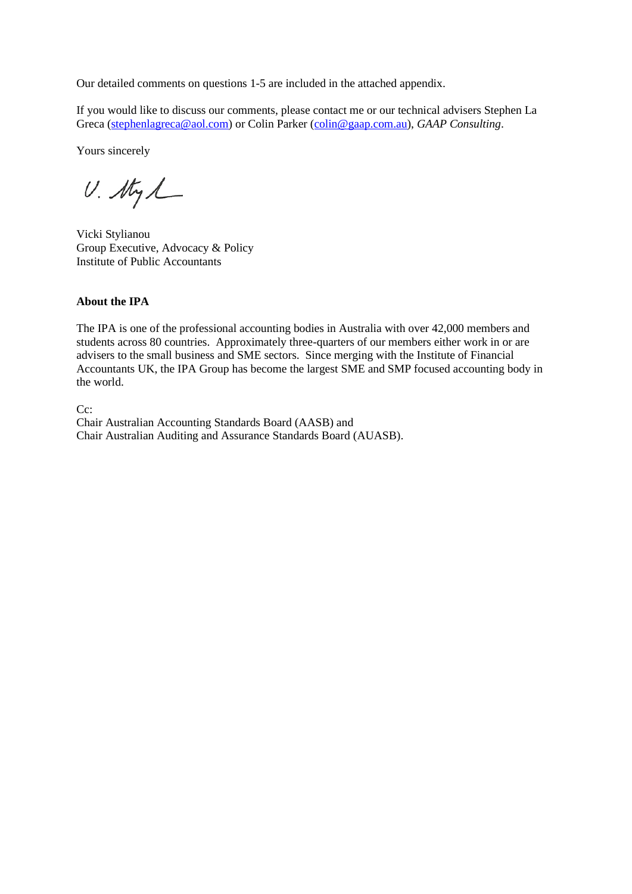Our detailed comments on questions 1-5 are included in the attached appendix.

If you would like to discuss our comments, please contact me or our technical advisers Stephen La Greca (stephenlagreca@aol.com) or Colin Parker (colin@gaap.com.au), *GAAP Consulting*.

Yours sincerely

Vicki Stylianou
Group Executive, Advocacy & Policy
Institute of Public Accountants

**About the IPA**

The IPA is one of the professional accounting bodies in Australia with over 42,000 members and students across 80 countries. Approximately three-quarters of our members either work in or are advisers to the small business and SME sectors. Since merging with the Institute of Financial Accountants UK, the IPA Group has become the largest SME and SMP focused accounting body in the world.

Cc:
Chair Australian Accounting Standards Board (AASB) and
Chair Australian Auditing and Assurance Standards Board (AUASB).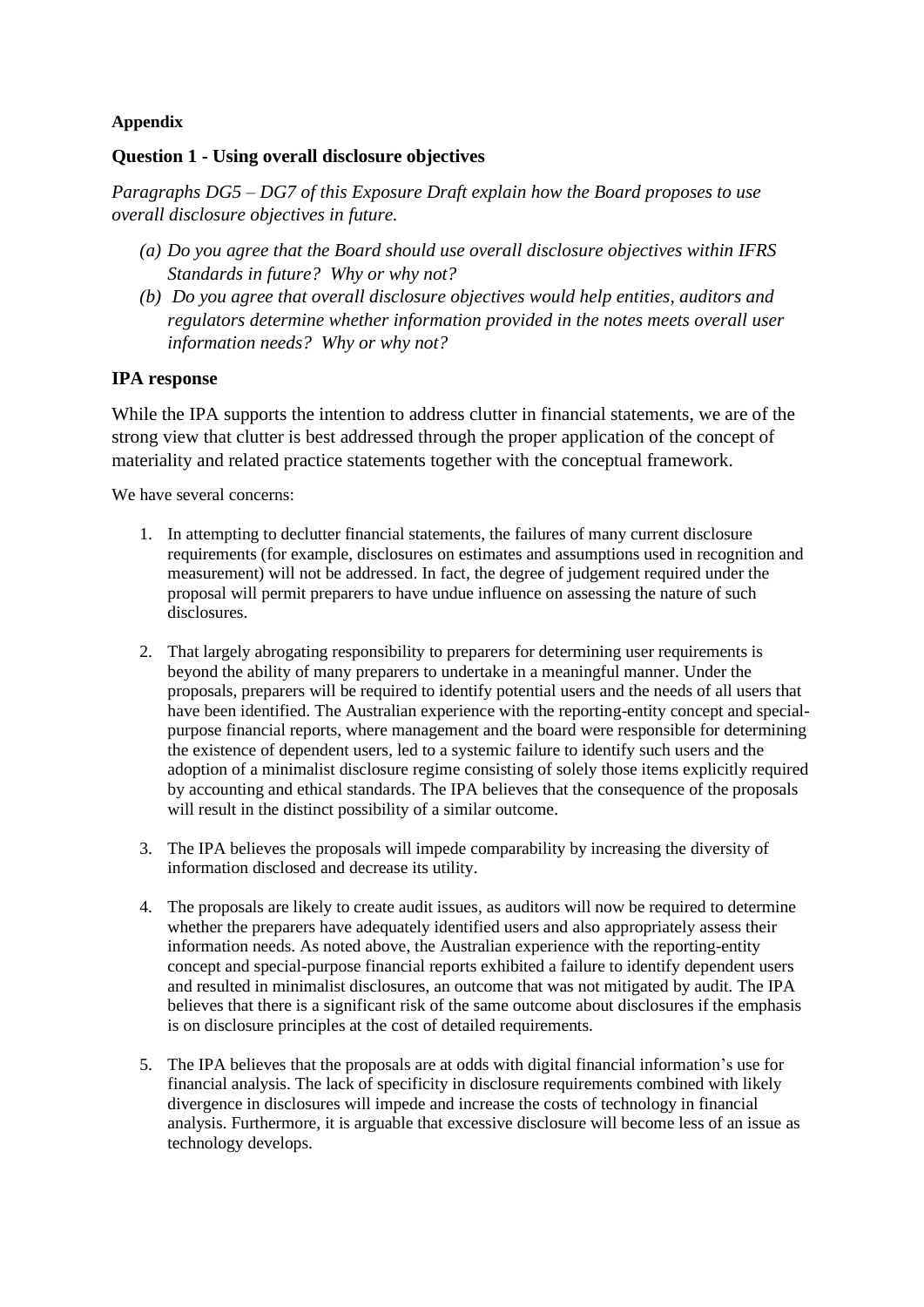**Appendix**

## Question 1 - Using overall disclosure objectives

*Paragraphs DG5 – DG7 of this Exposure Draft explain how the Board proposes to use overall disclosure objectives in future.*

*(a) Do you agree that the Board should use overall disclosure objectives within IFRS Standards in future? Why or why not?*

*(b) Do you agree that overall disclosure objectives would help entities, auditors and regulators determine whether information provided in the notes meets overall user information needs? Why or why not?*

## IPA response

While the IPA supports the intention to address clutter in financial statements, we are of the strong view that clutter is best addressed through the proper application of the concept of materiality and related practice statements together with the conceptual framework.

We have several concerns:

1. In attempting to declutter financial statements, the failures of many current disclosure requirements (for example, disclosures on estimates and assumptions used in recognition and measurement) will not be addressed. In fact, the degree of judgement required under the proposal will permit preparers to have undue influence on assessing the nature of such disclosures.

2. That largely abrogating responsibility to preparers for determining user requirements is beyond the ability of many preparers to undertake in a meaningful manner. Under the proposals, preparers will be required to identify potential users and the needs of all users that have been identified. The Australian experience with the reporting-entity concept and special-purpose financial reports, where management and the board were responsible for determining the existence of dependent users, led to a systemic failure to identify such users and the adoption of a minimalist disclosure regime consisting of solely those items explicitly required by accounting and ethical standards. The IPA believes that the consequence of the proposals will result in the distinct possibility of a similar outcome.

3. The IPA believes the proposals will impede comparability by increasing the diversity of information disclosed and decrease its utility.

4. The proposals are likely to create audit issues, as auditors will now be required to determine whether the preparers have adequately identified users and also appropriately assess their information needs. As noted above, the Australian experience with the reporting-entity concept and special-purpose financial reports exhibited a failure to identify dependent users and resulted in minimalist disclosures, an outcome that was not mitigated by audit. The IPA believes that there is a significant risk of the same outcome about disclosures if the emphasis is on disclosure principles at the cost of detailed requirements.

5. The IPA believes that the proposals are at odds with digital financial information's use for financial analysis. The lack of specificity in disclosure requirements combined with likely divergence in disclosures will impede and increase the costs of technology in financial analysis. Furthermore, it is arguable that excessive disclosure will become less of an issue as technology develops.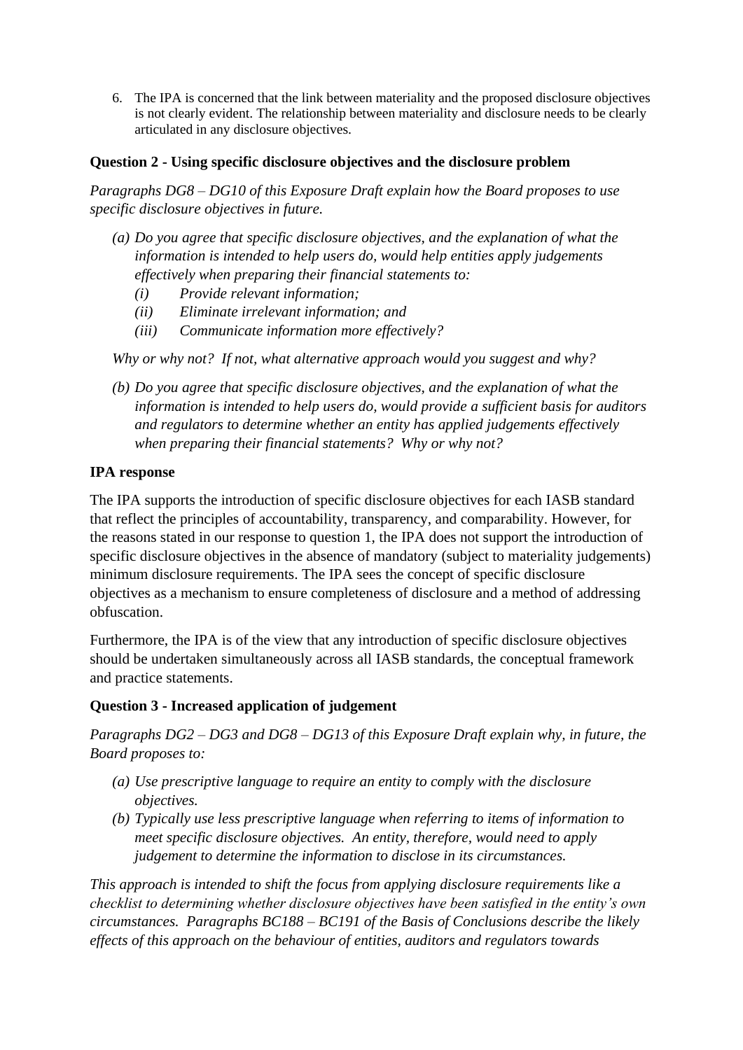6. The IPA is concerned that the link between materiality and the proposed disclosure objectives is not clearly evident. The relationship between materiality and disclosure needs to be clearly articulated in any disclosure objectives.

**Question 2 - Using specific disclosure objectives and the disclosure problem**

*Paragraphs DG8 – DG10 of this Exposure Draft explain how the Board proposes to use specific disclosure objectives in future.*

*(a) Do you agree that specific disclosure objectives, and the explanation of what the information is intended to help users do, would help entities apply judgements effectively when preparing their financial statements to:*
   - *(i) Provide relevant information;*
   - *(ii) Eliminate irrelevant information; and*
   - *(iii) Communicate information more effectively?*

*Why or why not? If not, what alternative approach would you suggest and why?*

*(b) Do you agree that specific disclosure objectives, and the explanation of what the information is intended to help users do, would provide a sufficient basis for auditors and regulators to determine whether an entity has applied judgements effectively when preparing their financial statements? Why or why not?*

**IPA response**

The IPA supports the introduction of specific disclosure objectives for each IASB standard that reflect the principles of accountability, transparency, and comparability. However, for the reasons stated in our response to question 1, the IPA does not support the introduction of specific disclosure objectives in the absence of mandatory (subject to materiality judgements) minimum disclosure requirements. The IPA sees the concept of specific disclosure objectives as a mechanism to ensure completeness of disclosure and a method of addressing obfuscation.

Furthermore, the IPA is of the view that any introduction of specific disclosure objectives should be undertaken simultaneously across all IASB standards, the conceptual framework and practice statements.

**Question 3 - Increased application of judgement**

*Paragraphs DG2 – DG3 and DG8 – DG13 of this Exposure Draft explain why, in future, the Board proposes to:*

*(a) Use prescriptive language to require an entity to comply with the disclosure objectives.*

*(b) Typically use less prescriptive language when referring to items of information to meet specific disclosure objectives. An entity, therefore, would need to apply judgement to determine the information to disclose in its circumstances.*

*This approach is intended to shift the focus from applying disclosure requirements like a checklist to determining whether disclosure objectives have been satisfied in the entity's own circumstances. Paragraphs BC188 – BC191 of the Basis of Conclusions describe the likely effects of this approach on the behaviour of entities, auditors and regulators towards*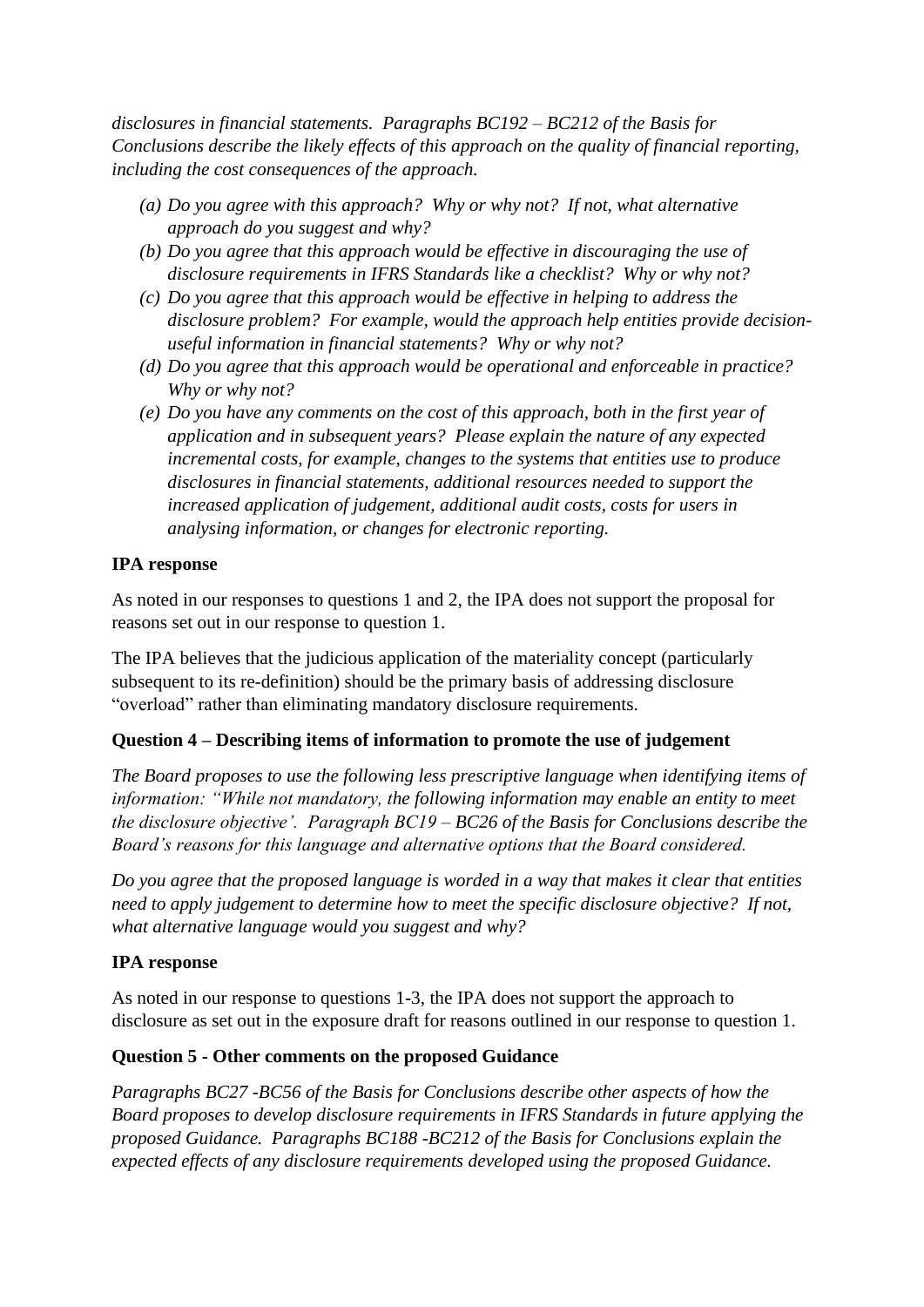*disclosures in financial statements. Paragraphs BC192 – BC212 of the Basis for Conclusions describe the likely effects of this approach on the quality of financial reporting, including the cost consequences of the approach.*

*(a) Do you agree with this approach? Why or why not? If not, what alternative approach do you suggest and why?*

*(b) Do you agree that this approach would be effective in discouraging the use of disclosure requirements in IFRS Standards like a checklist? Why or why not?*

*(c) Do you agree that this approach would be effective in helping to address the disclosure problem? For example, would the approach help entities provide decision-useful information in financial statements? Why or why not?*

*(d) Do you agree that this approach would be operational and enforceable in practice? Why or why not?*

*(e) Do you have any comments on the cost of this approach, both in the first year of application and in subsequent years? Please explain the nature of any expected incremental costs, for example, changes to the systems that entities use to produce disclosures in financial statements, additional resources needed to support the increased application of judgement, additional audit costs, costs for users in analysing information, or changes for electronic reporting.*

**IPA response**

As noted in our responses to questions 1 and 2, the IPA does not support the proposal for reasons set out in our response to question 1.

The IPA believes that the judicious application of the materiality concept (particularly subsequent to its re-definition) should be the primary basis of addressing disclosure "overload" rather than eliminating mandatory disclosure requirements.

**Question 4 – Describing items of information to promote the use of judgement**

*The Board proposes to use the following less prescriptive language when identifying items of information: "While not mandatory, the following information may enable an entity to meet the disclosure objective'. Paragraph BC19 – BC26 of the Basis for Conclusions describe the Board's reasons for this language and alternative options that the Board considered.*

*Do you agree that the proposed language is worded in a way that makes it clear that entities need to apply judgement to determine how to meet the specific disclosure objective? If not, what alternative language would you suggest and why?*

**IPA response**

As noted in our response to questions 1-3, the IPA does not support the approach to disclosure as set out in the exposure draft for reasons outlined in our response to question 1.

**Question 5 - Other comments on the proposed Guidance**

*Paragraphs BC27 -BC56 of the Basis for Conclusions describe other aspects of how the Board proposes to develop disclosure requirements in IFRS Standards in future applying the proposed Guidance. Paragraphs BC188 -BC212 of the Basis for Conclusions explain the expected effects of any disclosure requirements developed using the proposed Guidance.*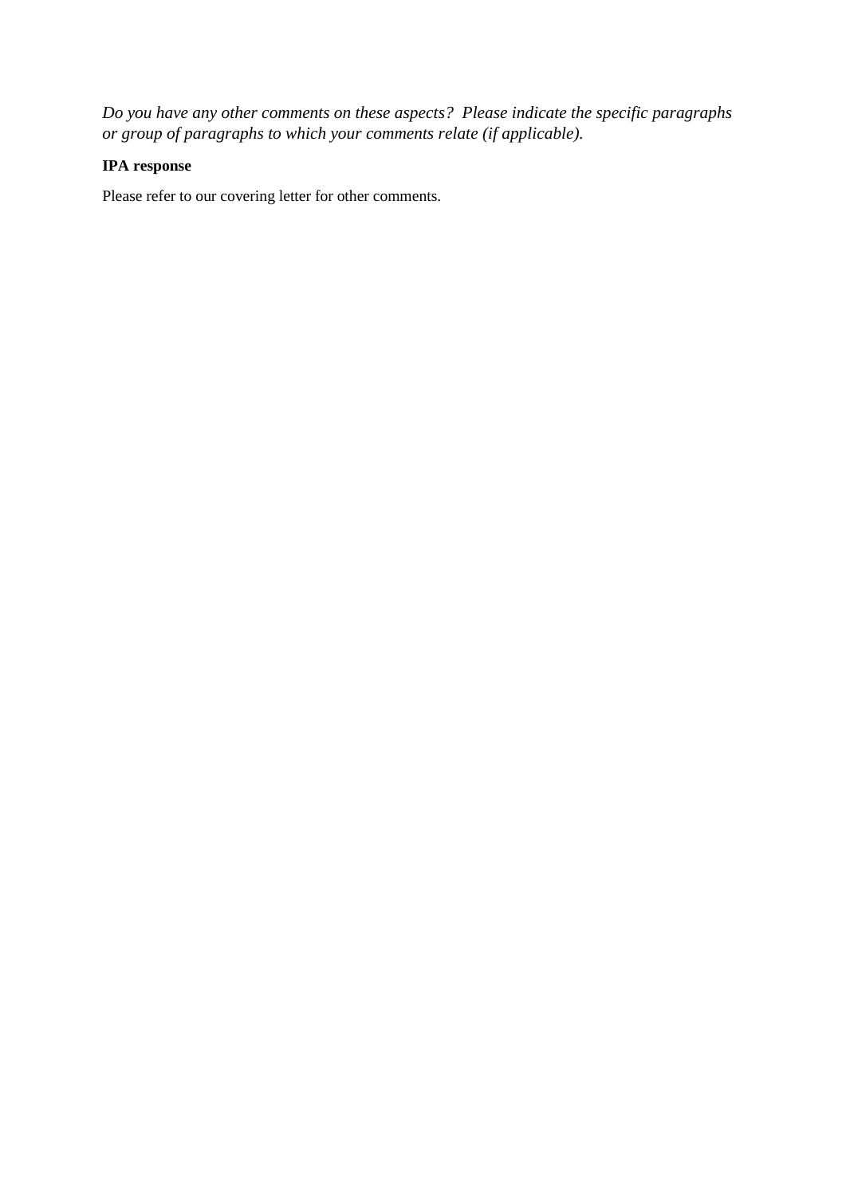*Do you have any other comments on these aspects? Please indicate the specific paragraphs or group of paragraphs to which your comments relate (if applicable).*

**IPA response**

Please refer to our covering letter for other comments.